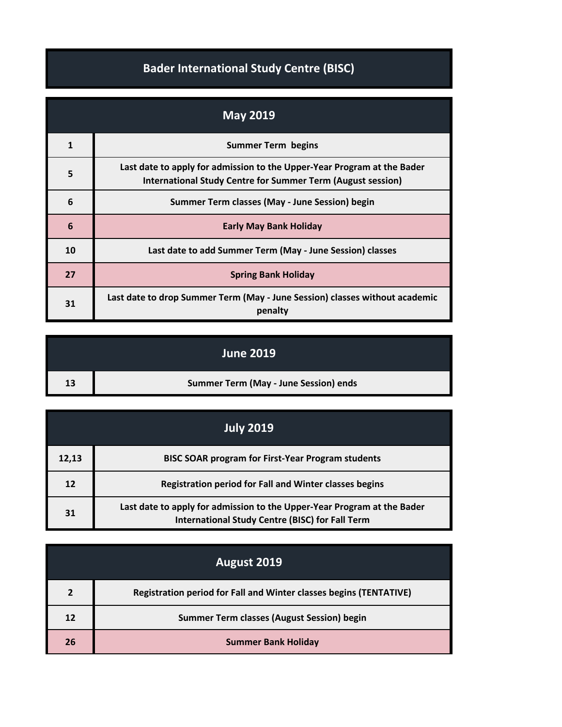# Bader International Study Centre (BISC)

## May 2019

| | |
|---|---|
| 1 | Summer Term  begins |
| 5 | Last date to apply for admission to the Upper-Year Program at the Bader International Study Centre for Summer Term (August session) |
| 6 | Summer Term classes (May - June Session) begin |
| 6 | Early May Bank Holiday |
| 10 | Last date to add Summer Term (May - June Session) classes |
| 27 | Spring Bank Holiday |
| 31 | Last date to drop Summer Term (May - June Session) classes without academic penalty |

## June 2019

| | |
|---|---|
| 13 | Summer Term (May - June Session) ends |

## July 2019

| | |
|---|---|
| 12,13 | BISC SOAR program for First-Year Program students |
| 12 | Registration period for Fall and Winter classes begins |
| 31 | Last date to apply for admission to the Upper-Year Program at the Bader International Study Centre (BISC) for Fall Term |

## August 2019

| | |
|---|---|
| 2 | Registration period for Fall and Winter classes begins (TENTATIVE) |
| 12 | Summer Term classes (August Session) begin |
| 26 | Summer Bank Holiday |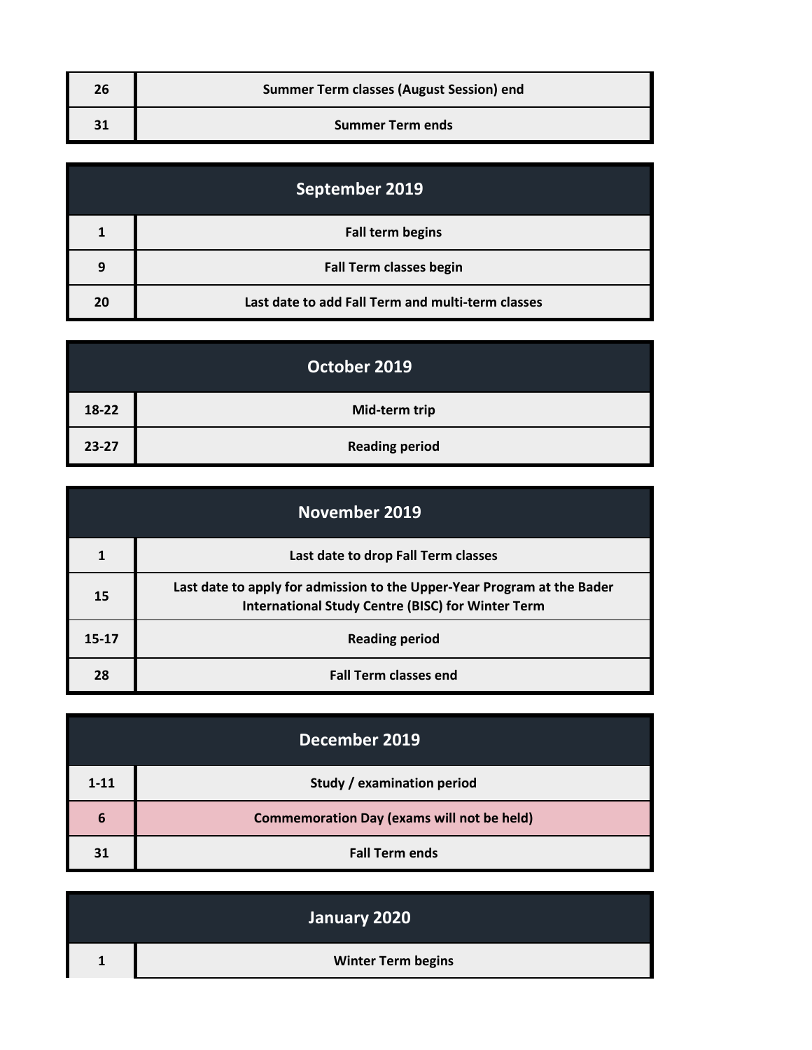| | |
|---|---|
| 26 | Summer Term classes (August Session) end |
| 31 | Summer Term ends |

## September 2019

| | |
|---|---|
| 1 | Fall term begins |
| 9 | Fall Term classes begin |
| 20 | Last date to add Fall Term and multi-term classes |

## October 2019

| | |
|---|---|
| 18-22 | Mid-term trip |
| 23-27 | Reading period |

## November 2019

| | |
|---|---|
| 1 | Last date to drop Fall Term classes |
| 15 | Last date to apply for admission to the Upper-Year Program at the Bader International Study Centre (BISC) for Winter Term |
| 15-17 | Reading period |
| 28 | Fall Term classes end |

## December 2019

| | |
|---|---|
| 1-11 | Study / examination period |
| 6 | Commemoration Day (exams will not be held) |
| 31 | Fall Term ends |

## January 2020

| | |
|---|---|
| 1 | Winter Term begins |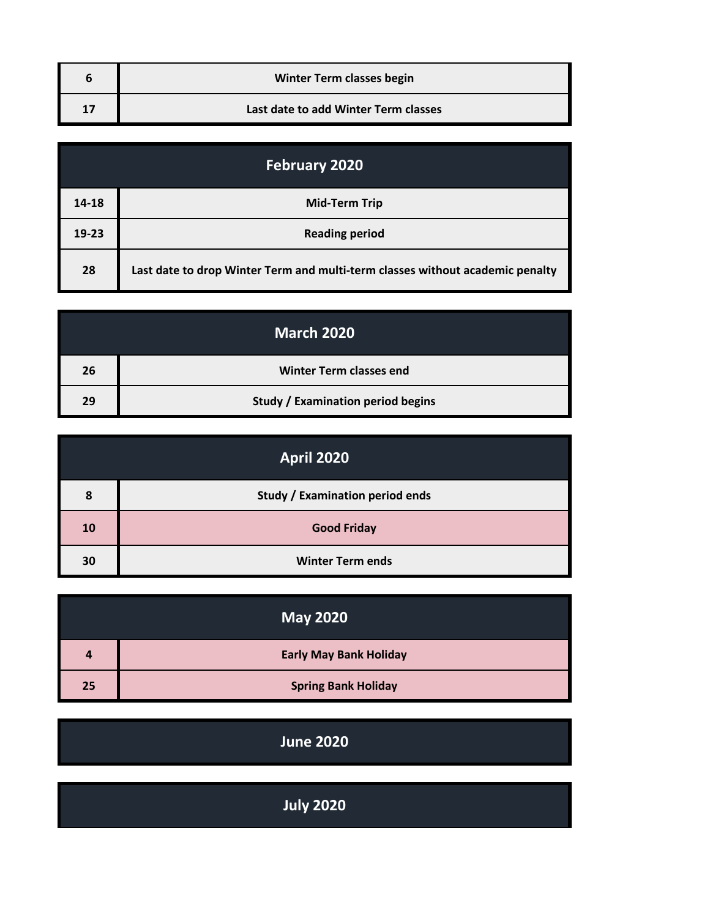| | |
|---|---|
| 6 | Winter Term classes begin |
| 17 | Last date to add Winter Term classes |

## February 2020

| | |
|---|---|
| 14-18 | Mid-Term Trip |
| 19-23 | Reading period |
| 28 | Last date to drop Winter Term and multi-term classes without academic penalty |

## March 2020

| | |
|---|---|
| 26 | Winter Term classes end |
| 29 | Study / Examination period begins |

## April 2020

| | |
|---|---|
| 8 | Study / Examination period ends |
| 10 | Good Friday |
| 30 | Winter Term ends |

## May 2020

| | |
|---|---|
| 4 | Early May Bank Holiday |
| 25 | Spring Bank Holiday |

## June 2020

## July 2020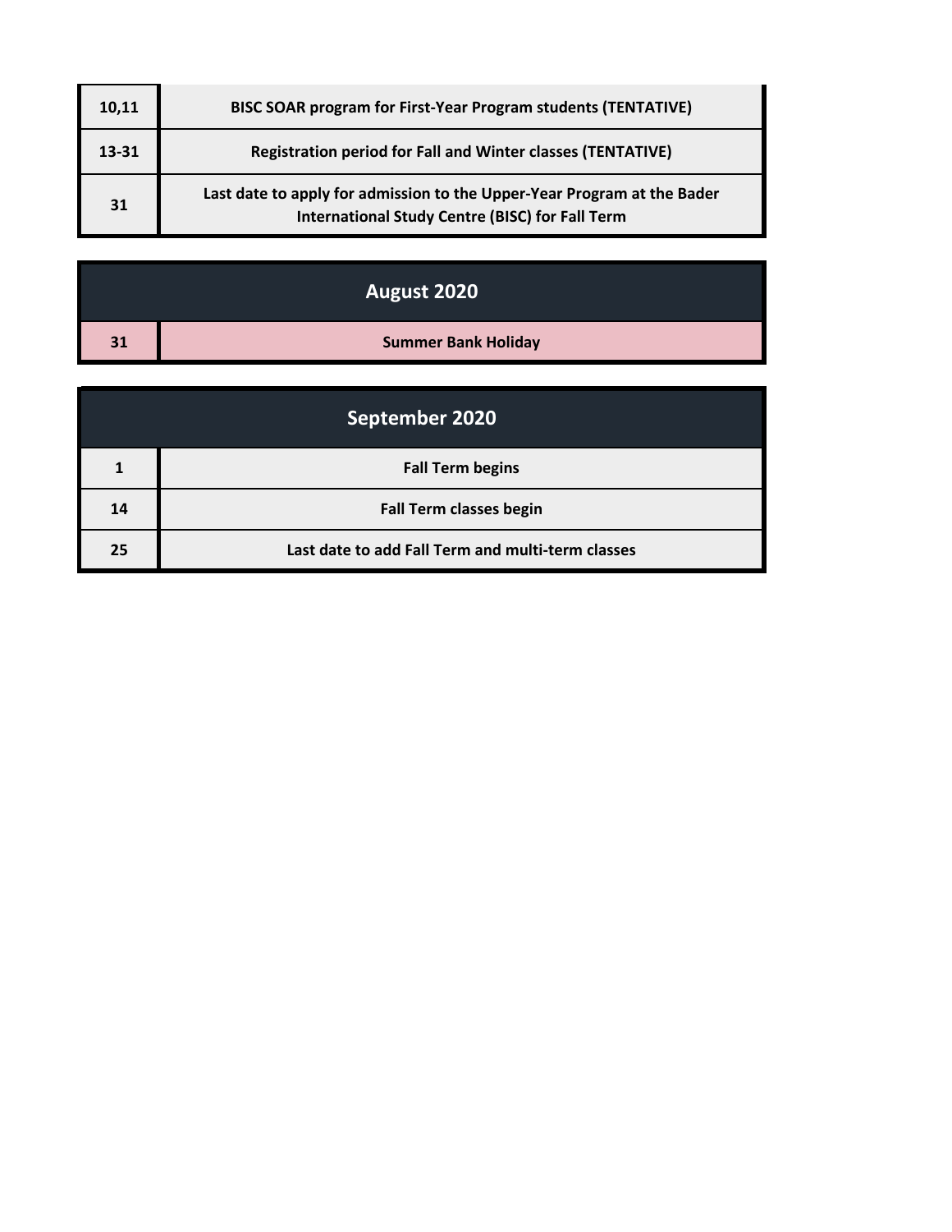| | |
|---|---|
| 10,11 | BISC SOAR program for First-Year Program students (TENTATIVE) |
| 13-31 | Registration period for Fall and Winter classes (TENTATIVE) |
| 31 | Last date to apply for admission to the Upper-Year Program at the Bader International Study Centre (BISC) for Fall Term |

## August 2020

| | |
|---|---|
| 31 | Summer Bank Holiday |

## September 2020

| | |
|---|---|
| 1 | Fall Term begins |
| 14 | Fall Term classes begin |
| 25 | Last date to add Fall Term and multi-term classes |